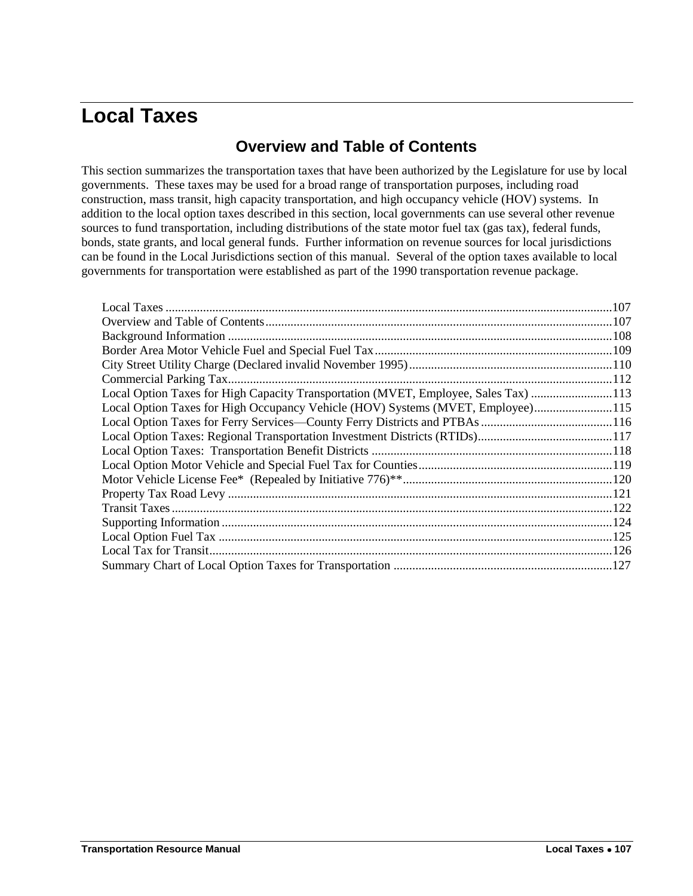# Local Taxes

## Overview and Table of Contents

This section summarizes the transportation taxes that have been authorized by the Legislature for use by local governments. These taxes may be used for a broad range of transportation purposes, including road construction, mass transit, high capacity transportation, and high occupancy vehicle (HOV) systems. In addition to the local option taxes described in this section, local governments can use several other revenue sources to fund transportation, including distributions of the state motor fuel tax (gas tax), federal funds, bonds, state grants, and local general funds. Further information on revenue sources for local jurisdictions can be found in the Local Jurisdictions section of this manual. Several of the option taxes available to local governments for transportation were established as part of the 1990 transportation revenue package.

- Local Taxes ........ 107
- Overview and Table of Contents ........ 107
- Background Information ........ 108
- Border Area Motor Vehicle Fuel and Special Fuel Tax ........ 109
- City Street Utility Charge (Declared invalid November 1995) ........ 110
- Commercial Parking Tax ........ 112
- Local Option Taxes for High Capacity Transportation (MVET, Employee, Sales Tax) ........ 113
- Local Option Taxes for High Occupancy Vehicle (HOV) Systems (MVET, Employee) ........ 115
- Local Option Taxes for Ferry Services—County Ferry Districts and PTBAs ........ 116
- Local Option Taxes: Regional Transportation Investment Districts (RTIDs) ........ 117
- Local Option Taxes: Transportation Benefit Districts ........ 118
- Local Option Motor Vehicle and Special Fuel Tax for Counties ........ 119
- Motor Vehicle License Fee* (Repealed by Initiative 776)** ........ 120
- Property Tax Road Levy ........ 121
- Transit Taxes ........ 122
- Supporting Information ........ 124
- Local Option Fuel Tax ........ 125
- Local Tax for Transit ........ 126
- Summary Chart of Local Option Taxes for Transportation ........ 127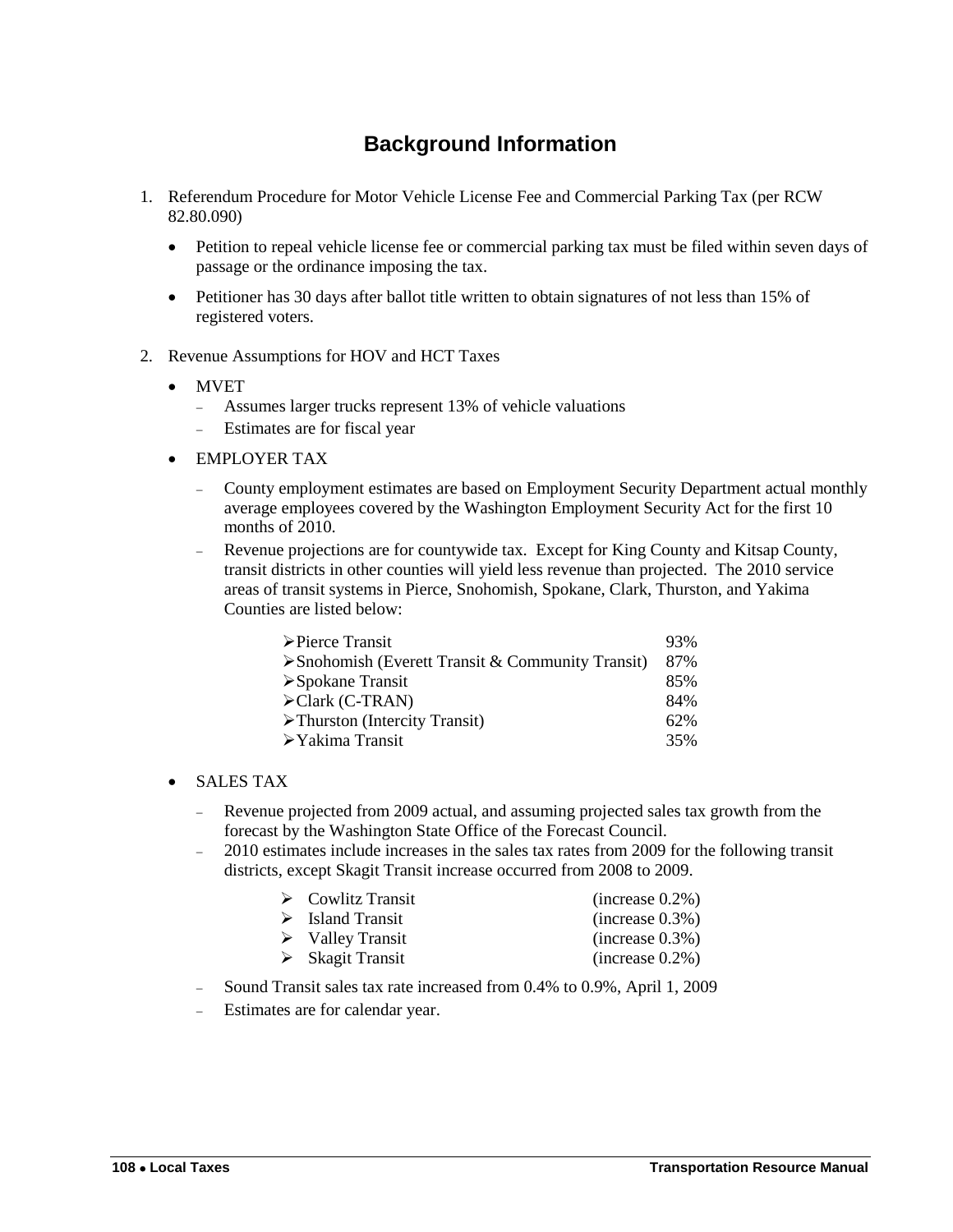# Background Information

1. Referendum Procedure for Motor Vehicle License Fee and Commercial Parking Tax (per RCW 82.80.090)

   - Petition to repeal vehicle license fee or commercial parking tax must be filed within seven days of passage or the ordinance imposing the tax.

   - Petitioner has 30 days after ballot title written to obtain signatures of not less than 15% of registered voters.

2. Revenue Assumptions for HOV and HCT Taxes

   - MVET
     - Assumes larger trucks represent 13% of vehicle valuations
     - Estimates are for fiscal year

   - EMPLOYER TAX
     - County employment estimates are based on Employment Security Department actual monthly average employees covered by the Washington Employment Security Act for the first 10 months of 2010.
     - Revenue projections are for countywide tax. Except for King County and Kitsap County, transit districts in other counties will yield less revenue than projected. The 2010 service areas of transit systems in Pierce, Snohomish, Spokane, Clark, Thurston, and Yakima Counties are listed below:

       | | |
       |---|---|
       | Pierce Transit | 93% |
       | Snohomish (Everett Transit & Community Transit) | 87% |
       | Spokane Transit | 85% |
       | Clark (C-TRAN) | 84% |
       | Thurston (Intercity Transit) | 62% |
       | Yakima Transit | 35% |

   - SALES TAX
     - Revenue projected from 2009 actual, and assuming projected sales tax growth from the forecast by the Washington State Office of the Forecast Council.
     - 2010 estimates include increases in the sales tax rates from 2009 for the following transit districts, except Skagit Transit increase occurred from 2008 to 2009.

       | | |
       |---|---|
       | Cowlitz Transit | (increase 0.2%) |
       | Island Transit | (increase 0.3%) |
       | Valley Transit | (increase 0.3%) |
       | Skagit Transit | (increase 0.2%) |

     - Sound Transit sales tax rate increased from 0.4% to 0.9%, April 1, 2009
     - Estimates are for calendar year.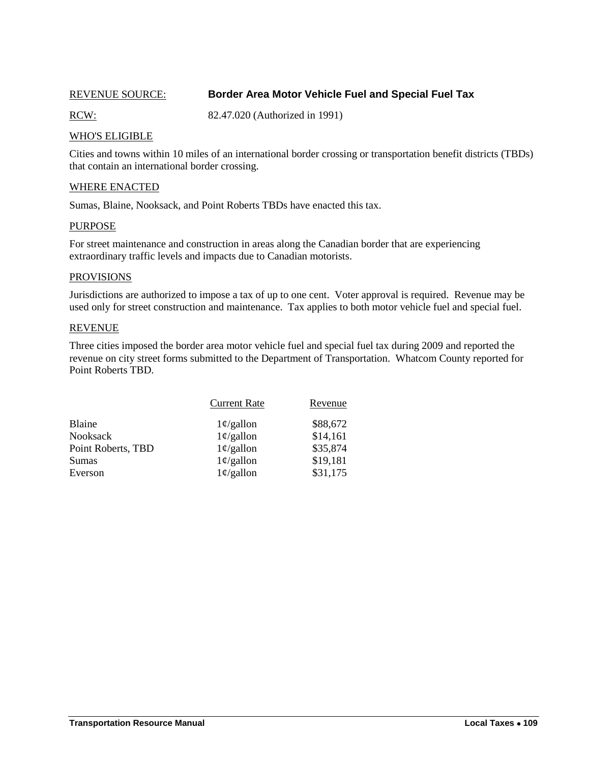REVENUE SOURCE: **Border Area Motor Vehicle Fuel and Special Fuel Tax**

RCW: 82.47.020 (Authorized in 1991)

## WHO'S ELIGIBLE

Cities and towns within 10 miles of an international border crossing or transportation benefit districts (TBDs) that contain an international border crossing.

## WHERE ENACTED

Sumas, Blaine, Nooksack, and Point Roberts TBDs have enacted this tax.

## PURPOSE

For street maintenance and construction in areas along the Canadian border that are experiencing extraordinary traffic levels and impacts due to Canadian motorists.

## PROVISIONS

Jurisdictions are authorized to impose a tax of up to one cent. Voter approval is required. Revenue may be used only for street construction and maintenance. Tax applies to both motor vehicle fuel and special fuel.

## REVENUE

Three cities imposed the border area motor vehicle fuel and special fuel tax during 2009 and reported the revenue on city street forms submitted to the Department of Transportation. Whatcom County reported for Point Roberts TBD.

| | Current Rate | Revenue |
|---|---|---|
| Blaine | 1¢/gallon | $88,672 |
| Nooksack | 1¢/gallon | $14,161 |
| Point Roberts, TBD | 1¢/gallon | $35,874 |
| Sumas | 1¢/gallon | $19,181 |
| Everson | 1¢/gallon | $31,175 |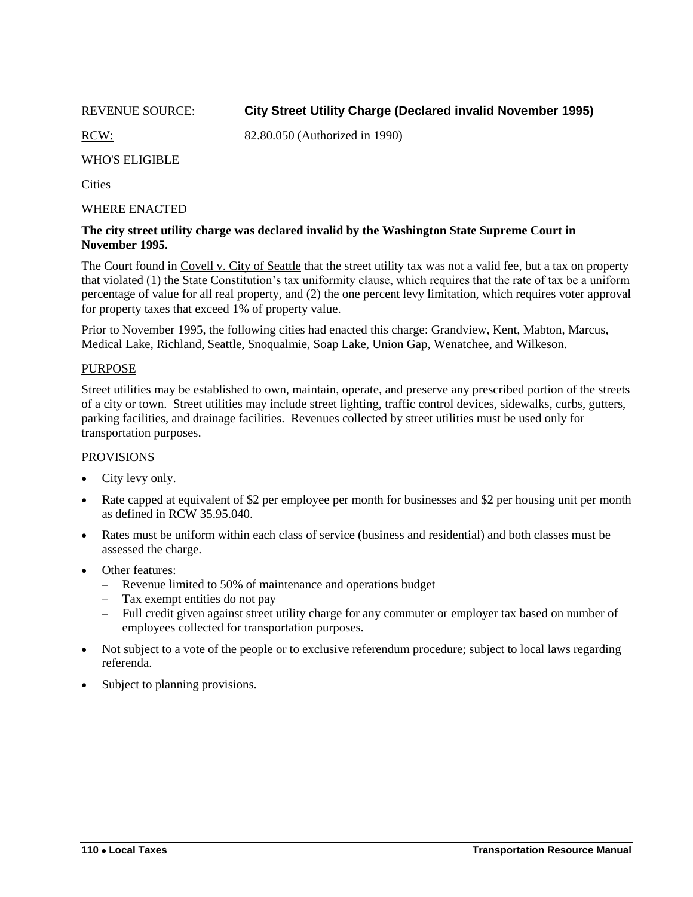REVENUE SOURCE: **City Street Utility Charge (Declared invalid November 1995)**

RCW: 82.80.050 (Authorized in 1990)

WHO'S ELIGIBLE

Cities

WHERE ENACTED

**The city street utility charge was declared invalid by the Washington State Supreme Court in November 1995.**

The Court found in Covell v. City of Seattle that the street utility tax was not a valid fee, but a tax on property that violated (1) the State Constitution's tax uniformity clause, which requires that the rate of tax be a uniform percentage of value for all real property, and (2) the one percent levy limitation, which requires voter approval for property taxes that exceed 1% of property value.

Prior to November 1995, the following cities had enacted this charge: Grandview, Kent, Mabton, Marcus, Medical Lake, Richland, Seattle, Snoqualmie, Soap Lake, Union Gap, Wenatchee, and Wilkeson.

PURPOSE

Street utilities may be established to own, maintain, operate, and preserve any prescribed portion of the streets of a city or town. Street utilities may include street lighting, traffic control devices, sidewalks, curbs, gutters, parking facilities, and drainage facilities. Revenues collected by street utilities must be used only for transportation purposes.

PROVISIONS

- City levy only.
- Rate capped at equivalent of $2 per employee per month for businesses and $2 per housing unit per month as defined in RCW 35.95.040.
- Rates must be uniform within each class of service (business and residential) and both classes must be assessed the charge.
- Other features:
  - Revenue limited to 50% of maintenance and operations budget
  - Tax exempt entities do not pay
  - Full credit given against street utility charge for any commuter or employer tax based on number of employees collected for transportation purposes.
- Not subject to a vote of the people or to exclusive referendum procedure; subject to local laws regarding referenda.
- Subject to planning provisions.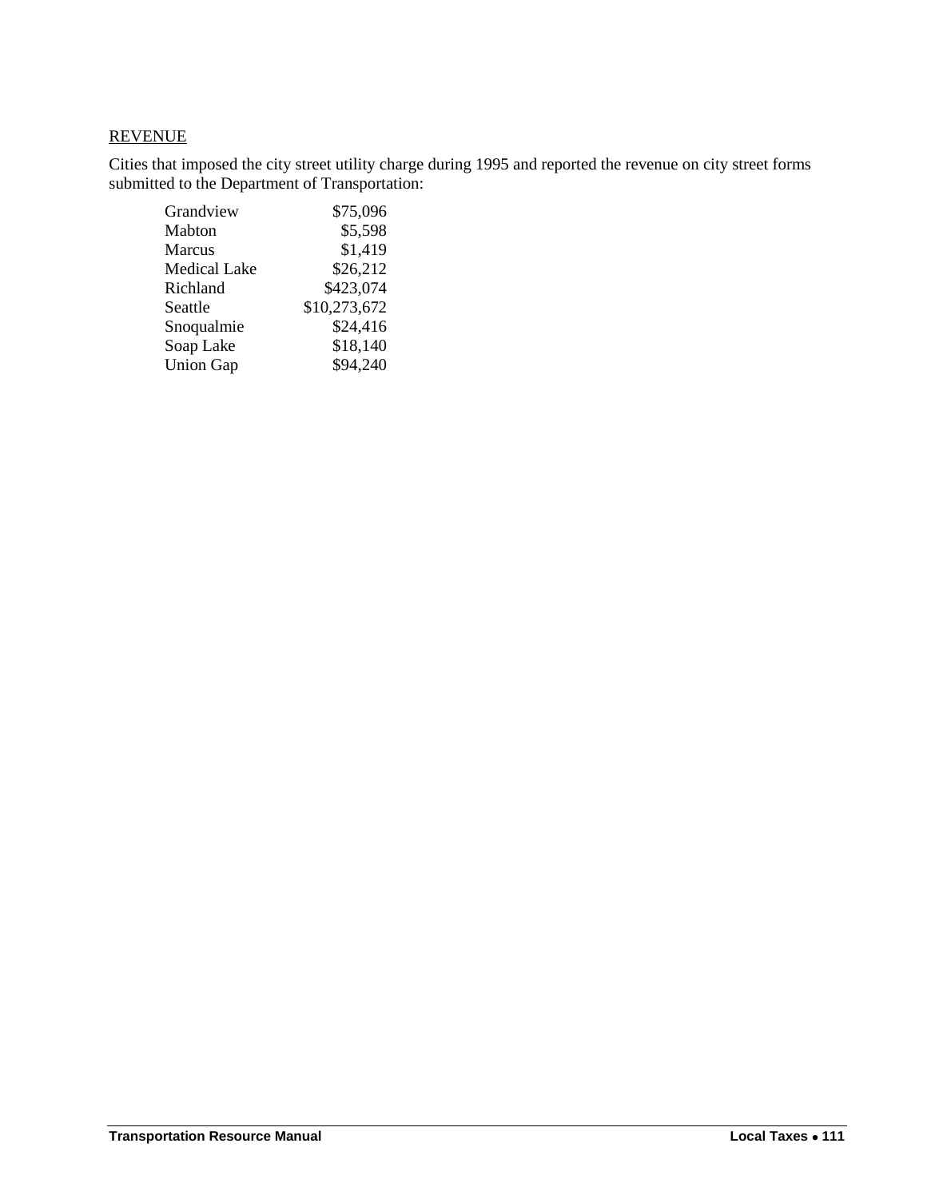REVENUE

Cities that imposed the city street utility charge during 1995 and reported the revenue on city street forms submitted to the Department of Transportation:

| | |
|---|---|
| Grandview | $75,096 |
| Mabton | $5,598 |
| Marcus | $1,419 |
| Medical Lake | $26,212 |
| Richland | $423,074 |
| Seattle | $10,273,672 |
| Snoqualmie | $24,416 |
| Soap Lake | $18,140 |
| Union Gap | $94,240 |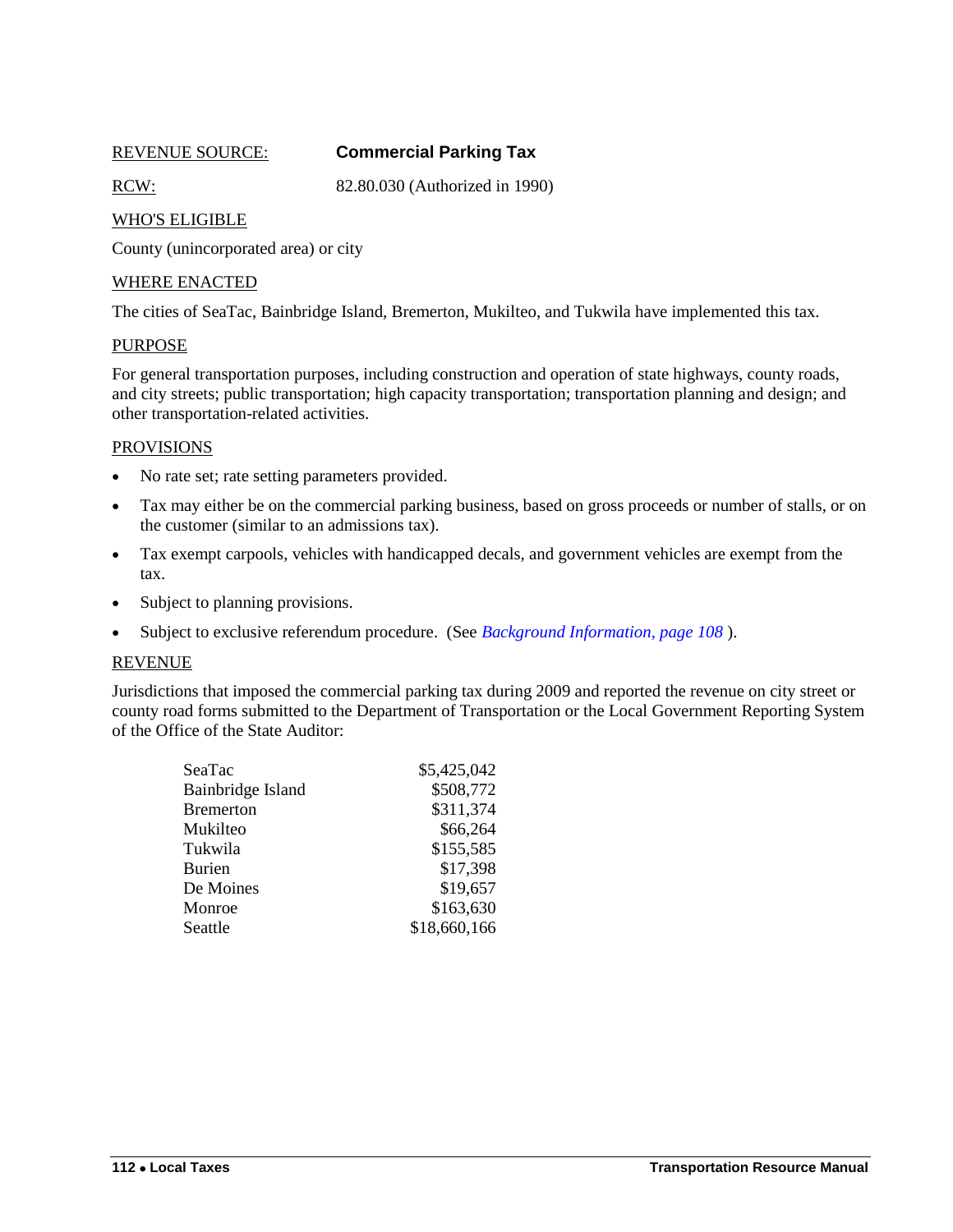REVENUE SOURCE: **Commercial Parking Tax**

RCW: 82.80.030 (Authorized in 1990)

WHO'S ELIGIBLE

County (unincorporated area) or city

WHERE ENACTED

The cities of SeaTac, Bainbridge Island, Bremerton, Mukilteo, and Tukwila have implemented this tax.

PURPOSE

For general transportation purposes, including construction and operation of state highways, county roads, and city streets; public transportation; high capacity transportation; transportation planning and design; and other transportation-related activities.

PROVISIONS

- No rate set; rate setting parameters provided.
- Tax may either be on the commercial parking business, based on gross proceeds or number of stalls, or on the customer (similar to an admissions tax).
- Tax exempt carpools, vehicles with handicapped decals, and government vehicles are exempt from the tax.
- Subject to planning provisions.
- Subject to exclusive referendum procedure. (See *Background Information, page 108* ).

REVENUE

Jurisdictions that imposed the commercial parking tax during 2009 and reported the revenue on city street or county road forms submitted to the Department of Transportation or the Local Government Reporting System of the Office of the State Auditor:

| | |
|---|---:|
| SeaTac | $5,425,042 |
| Bainbridge Island | $508,772 |
| Bremerton | $311,374 |
| Mukilteo | $66,264 |
| Tukwila | $155,585 |
| Burien | $17,398 |
| De Moines | $19,657 |
| Monroe | $163,630 |
| Seattle | $18,660,166 |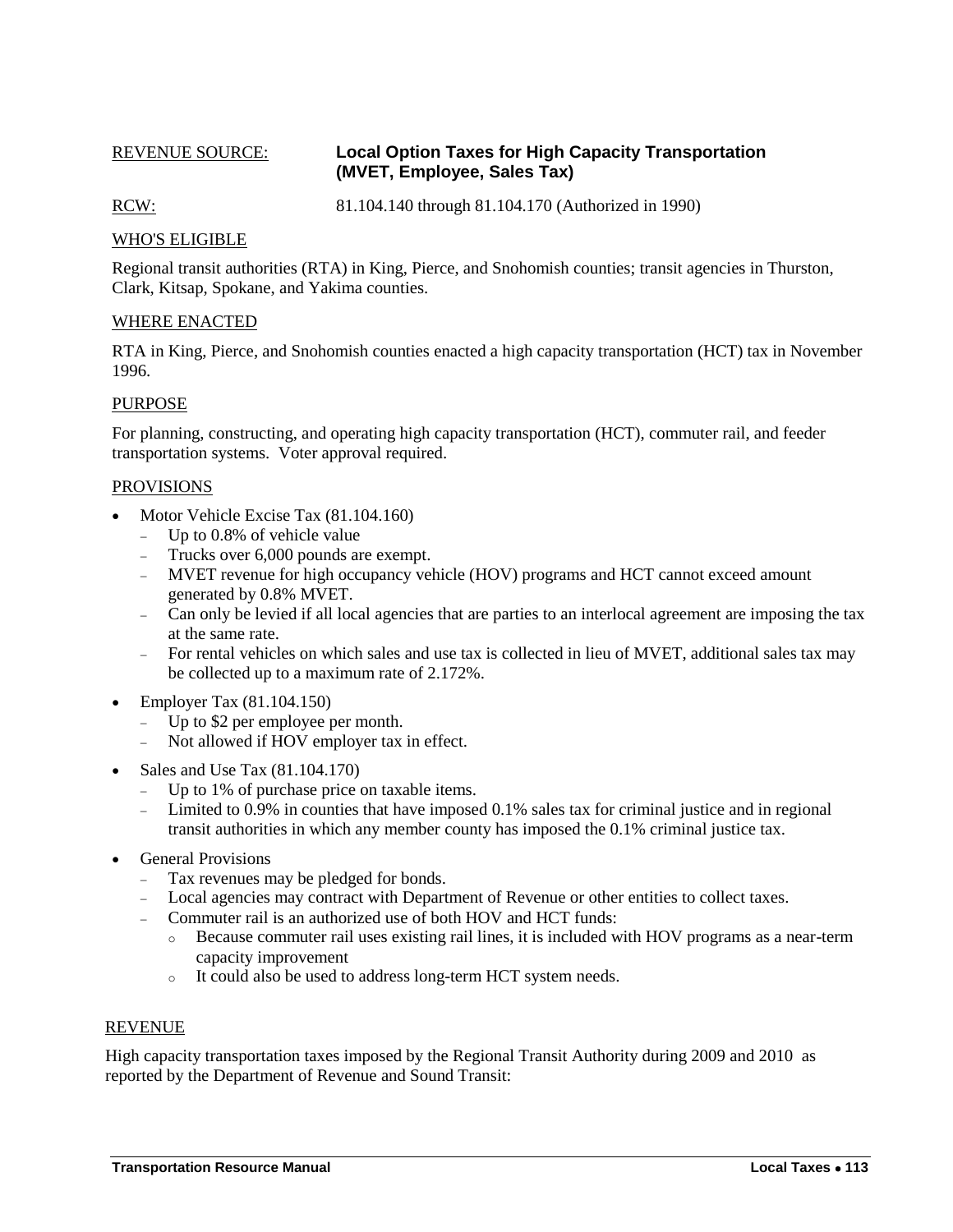REVENUE SOURCE: **Local Option Taxes for High Capacity Transportation (MVET, Employee, Sales Tax)**

RCW: 81.104.140 through 81.104.170 (Authorized in 1990)

WHO'S ELIGIBLE

Regional transit authorities (RTA) in King, Pierce, and Snohomish counties; transit agencies in Thurston, Clark, Kitsap, Spokane, and Yakima counties.

WHERE ENACTED

RTA in King, Pierce, and Snohomish counties enacted a high capacity transportation (HCT) tax in November 1996.

PURPOSE

For planning, constructing, and operating high capacity transportation (HCT), commuter rail, and feeder transportation systems. Voter approval required.

PROVISIONS

- Motor Vehicle Excise Tax (81.104.160)
  - Up to 0.8% of vehicle value
  - Trucks over 6,000 pounds are exempt.
  - MVET revenue for high occupancy vehicle (HOV) programs and HCT cannot exceed amount generated by 0.8% MVET.
  - Can only be levied if all local agencies that are parties to an interlocal agreement are imposing the tax at the same rate.
  - For rental vehicles on which sales and use tax is collected in lieu of MVET, additional sales tax may be collected up to a maximum rate of 2.172%.
- Employer Tax (81.104.150)
  - Up to $2 per employee per month.
  - Not allowed if HOV employer tax in effect.
- Sales and Use Tax (81.104.170)
  - Up to 1% of purchase price on taxable items.
  - Limited to 0.9% in counties that have imposed 0.1% sales tax for criminal justice and in regional transit authorities in which any member county has imposed the 0.1% criminal justice tax.
- General Provisions
  - Tax revenues may be pledged for bonds.
  - Local agencies may contract with Department of Revenue or other entities to collect taxes.
  - Commuter rail is an authorized use of both HOV and HCT funds:
    - Because commuter rail uses existing rail lines, it is included with HOV programs as a near-term capacity improvement
    - It could also be used to address long-term HCT system needs.

REVENUE

High capacity transportation taxes imposed by the Regional Transit Authority during 2009 and 2010 as reported by the Department of Revenue and Sound Transit: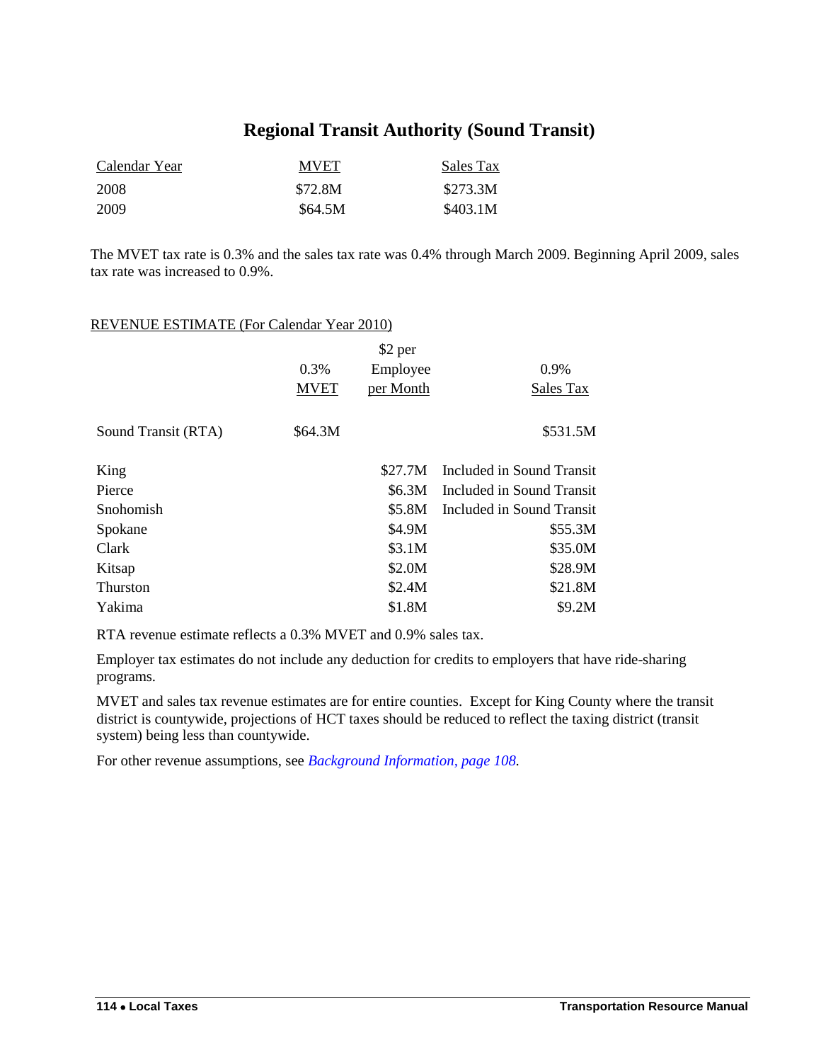## Regional Transit Authority (Sound Transit)

| Calendar Year | MVET | Sales Tax |
|---|---|---|
| 2008 | $72.8M | $273.3M |
| 2009 | $64.5M | $403.1M |

The MVET tax rate is 0.3% and the sales tax rate was 0.4% through March 2009. Beginning April 2009, sales tax rate was increased to 0.9%.

REVENUE ESTIMATE (For Calendar Year 2010)

| | 0.3% MVET | $2 per Employee per Month | 0.9% Sales Tax |
|---|---|---|---|
| Sound Transit (RTA) | $64.3M | | $531.5M |
| King | | $27.7M | Included in Sound Transit |
| Pierce | | $6.3M | Included in Sound Transit |
| Snohomish | | $5.8M | Included in Sound Transit |
| Spokane | | $4.9M | $55.3M |
| Clark | | $3.1M | $35.0M |
| Kitsap | | $2.0M | $28.9M |
| Thurston | | $2.4M | $21.8M |
| Yakima | | $1.8M | $9.2M |

RTA revenue estimate reflects a 0.3% MVET and 0.9% sales tax.

Employer tax estimates do not include any deduction for credits to employers that have ride-sharing programs.

MVET and sales tax revenue estimates are for entire counties. Except for King County where the transit district is countywide, projections of HCT taxes should be reduced to reflect the taxing district (transit system) being less than countywide.

For other revenue assumptions, see *Background Information, page 108*.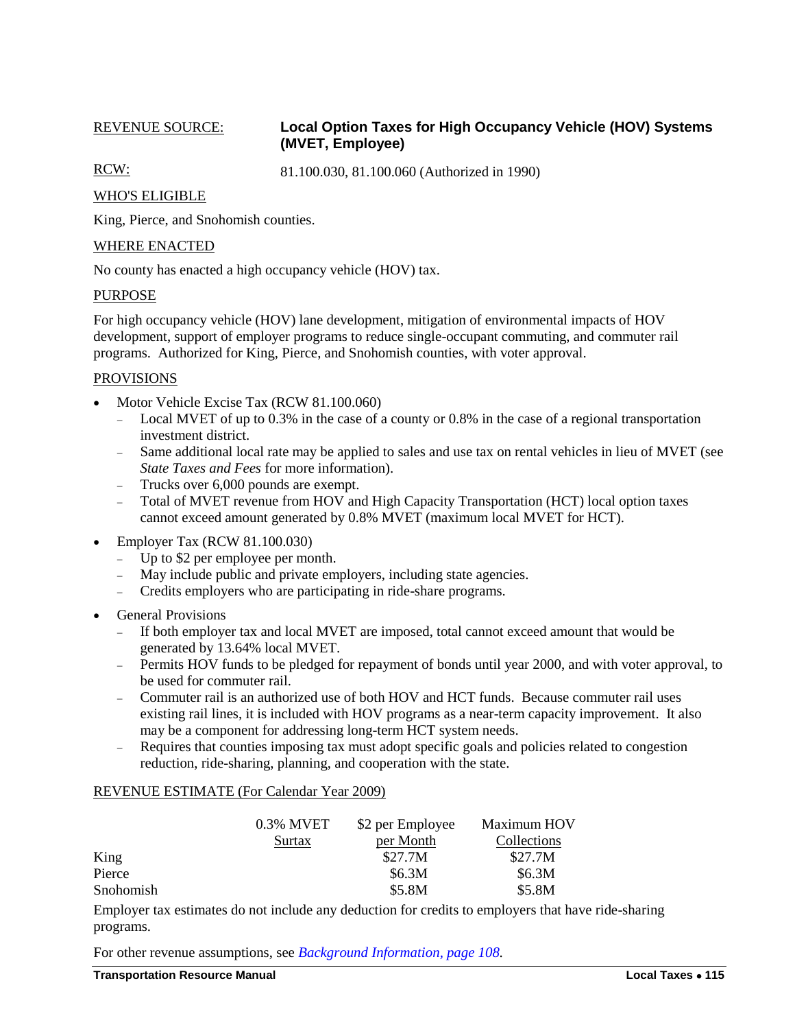REVENUE SOURCE: **Local Option Taxes for High Occupancy Vehicle (HOV) Systems (MVET, Employee)**

RCW: 81.100.030, 81.100.060 (Authorized in 1990)

WHO'S ELIGIBLE

King, Pierce, and Snohomish counties.

WHERE ENACTED

No county has enacted a high occupancy vehicle (HOV) tax.

PURPOSE

For high occupancy vehicle (HOV) lane development, mitigation of environmental impacts of HOV development, support of employer programs to reduce single-occupant commuting, and commuter rail programs. Authorized for King, Pierce, and Snohomish counties, with voter approval.

PROVISIONS

- Motor Vehicle Excise Tax (RCW 81.100.060)
  - Local MVET of up to 0.3% in the case of a county or 0.8% in the case of a regional transportation investment district.
  - Same additional local rate may be applied to sales and use tax on rental vehicles in lieu of MVET (see *State Taxes and Fees* for more information).
  - Trucks over 6,000 pounds are exempt.
  - Total of MVET revenue from HOV and High Capacity Transportation (HCT) local option taxes cannot exceed amount generated by 0.8% MVET (maximum local MVET for HCT).
- Employer Tax (RCW 81.100.030)
  - Up to $2 per employee per month.
  - May include public and private employers, including state agencies.
  - Credits employers who are participating in ride-share programs.
- General Provisions
  - If both employer tax and local MVET are imposed, total cannot exceed amount that would be generated by 13.64% local MVET.
  - Permits HOV funds to be pledged for repayment of bonds until year 2000, and with voter approval, to be used for commuter rail.
  - Commuter rail is an authorized use of both HOV and HCT funds. Because commuter rail uses existing rail lines, it is included with HOV programs as a near-term capacity improvement. It also may be a component for addressing long-term HCT system needs.
  - Requires that counties imposing tax must adopt specific goals and policies related to congestion reduction, ride-sharing, planning, and cooperation with the state.

REVENUE ESTIMATE (For Calendar Year 2009)

| | 0.3% MVET Surtax | $2 per Employee per Month | Maximum HOV Collections |
|---|---|---|---|
| King | | $27.7M | $27.7M |
| Pierce | | $6.3M | $6.3M |
| Snohomish | | $5.8M | $5.8M |

Employer tax estimates do not include any deduction for credits to employers that have ride-sharing programs.

For other revenue assumptions, see *Background Information, page 108.*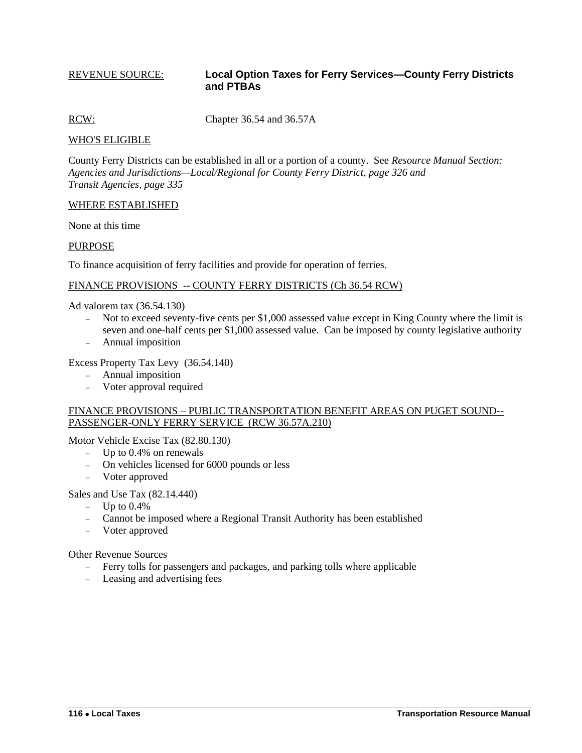REVENUE SOURCE: **Local Option Taxes for Ferry Services—County Ferry Districts and PTBAs**

RCW: Chapter 36.54 and 36.57A

WHO'S ELIGIBLE

County Ferry Districts can be established in all or a portion of a county. See *Resource Manual Section: Agencies and Jurisdictions—Local/Regional for County Ferry District, page 326 and Transit Agencies, page 335*

WHERE ESTABLISHED

None at this time

PURPOSE

To finance acquisition of ferry facilities and provide for operation of ferries.

FINANCE PROVISIONS -- COUNTY FERRY DISTRICTS (Ch 36.54 RCW)

Ad valorem tax (36.54.130)

- Not to exceed seventy-five cents per $1,000 assessed value except in King County where the limit is seven and one-half cents per $1,000 assessed value. Can be imposed by county legislative authority
- Annual imposition

Excess Property Tax Levy (36.54.140)

- Annual imposition
- Voter approval required

FINANCE PROVISIONS – PUBLIC TRANSPORTATION BENEFIT AREAS ON PUGET SOUND-- PASSENGER-ONLY FERRY SERVICE (RCW 36.57A.210)

Motor Vehicle Excise Tax (82.80.130)

- Up to 0.4% on renewals
- On vehicles licensed for 6000 pounds or less
- Voter approved

Sales and Use Tax (82.14.440)

- Up to 0.4%
- Cannot be imposed where a Regional Transit Authority has been established
- Voter approved

Other Revenue Sources

- Ferry tolls for passengers and packages, and parking tolls where applicable
- Leasing and advertising fees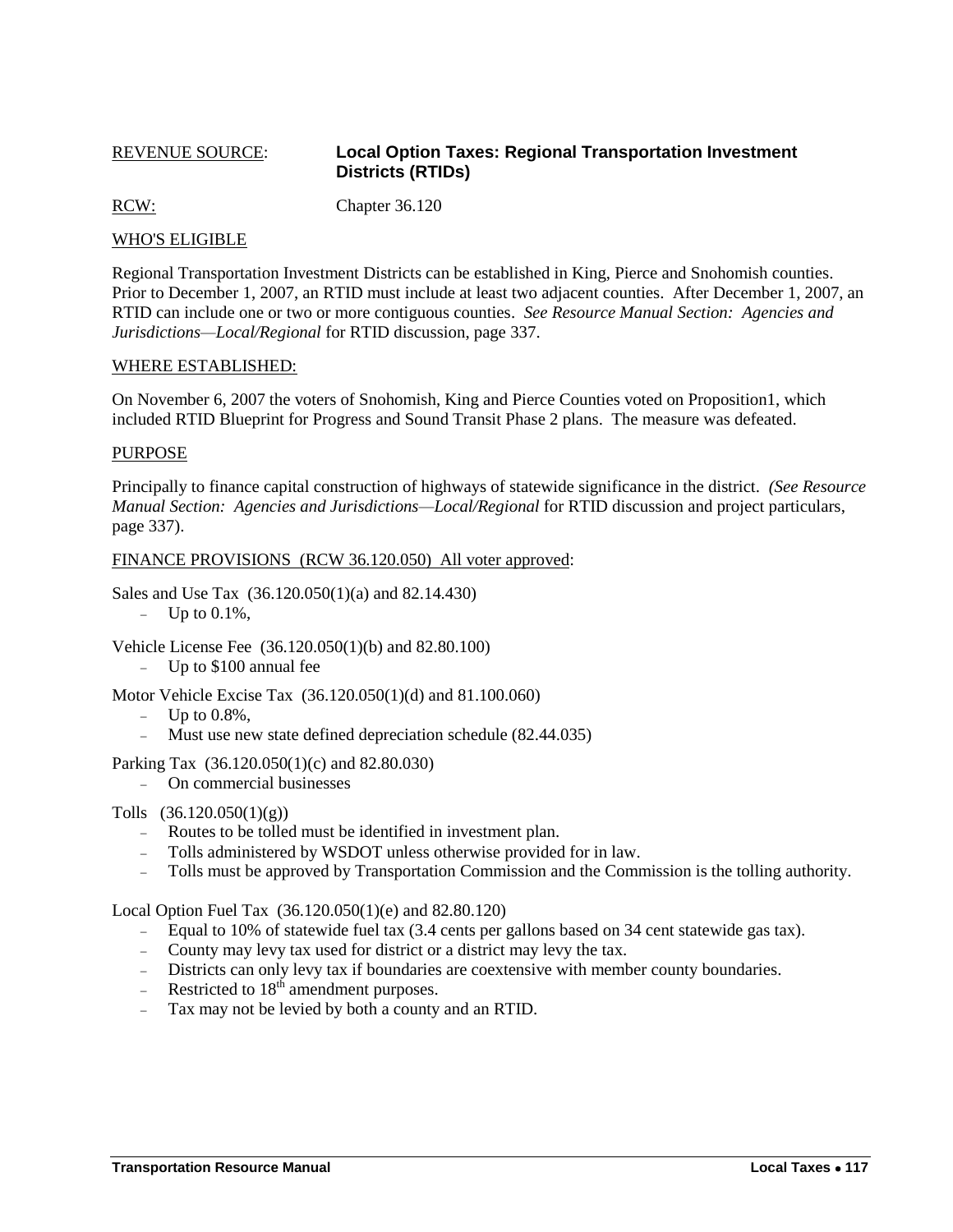REVENUE SOURCE: **Local Option Taxes: Regional Transportation Investment Districts (RTIDs)**

RCW: Chapter 36.120

WHO'S ELIGIBLE

Regional Transportation Investment Districts can be established in King, Pierce and Snohomish counties. Prior to December 1, 2007, an RTID must include at least two adjacent counties. After December 1, 2007, an RTID can include one or two or more contiguous counties. *See Resource Manual Section: Agencies and Jurisdictions—Local/Regional* for RTID discussion, page 337.

WHERE ESTABLISHED:

On November 6, 2007 the voters of Snohomish, King and Pierce Counties voted on Proposition1, which included RTID Blueprint for Progress and Sound Transit Phase 2 plans. The measure was defeated.

PURPOSE

Principally to finance capital construction of highways of statewide significance in the district. *(See Resource Manual Section: Agencies and Jurisdictions—Local/Regional* for RTID discussion and project particulars, page 337).

FINANCE PROVISIONS (RCW 36.120.050) All voter approved:

Sales and Use Tax (36.120.050(1)(a) and 82.14.430)

- Up to 0.1%,

Vehicle License Fee (36.120.050(1)(b) and 82.80.100)

- Up to $100 annual fee

Motor Vehicle Excise Tax (36.120.050(1)(d) and 81.100.060)

- Up to 0.8%,
- Must use new state defined depreciation schedule (82.44.035)

Parking Tax (36.120.050(1)(c) and 82.80.030)

- On commercial businesses

Tolls (36.120.050(1)(g))

- Routes to be tolled must be identified in investment plan.
- Tolls administered by WSDOT unless otherwise provided for in law.
- Tolls must be approved by Transportation Commission and the Commission is the tolling authority.

Local Option Fuel Tax (36.120.050(1)(e) and 82.80.120)

- Equal to 10% of statewide fuel tax (3.4 cents per gallons based on 34 cent statewide gas tax).
- County may levy tax used for district or a district may levy the tax.
- Districts can only levy tax if boundaries are coextensive with member county boundaries.
- Restricted to 18th amendment purposes.
- Tax may not be levied by both a county and an RTID.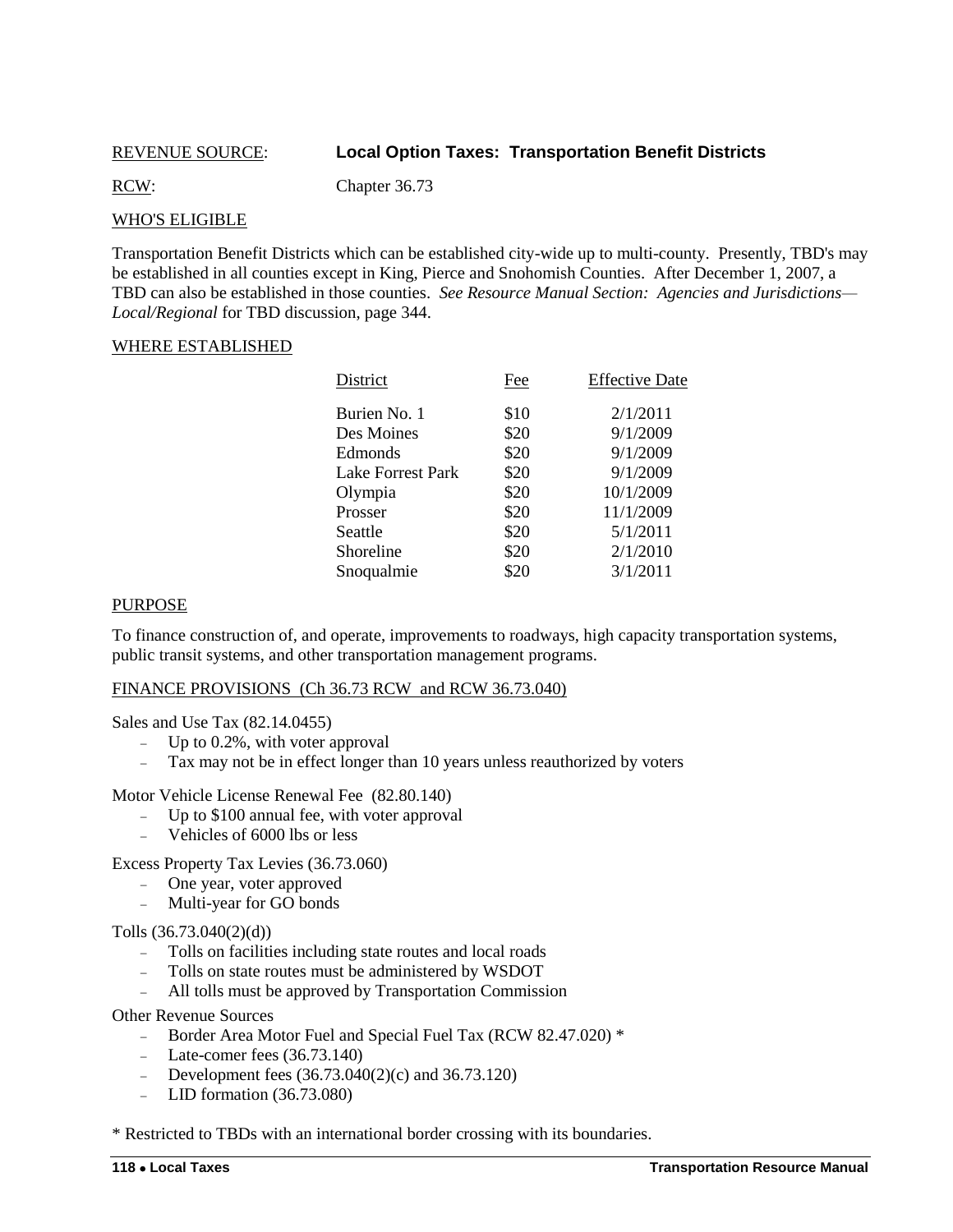REVENUE SOURCE: **Local Option Taxes: Transportation Benefit Districts**

RCW: Chapter 36.73

WHO'S ELIGIBLE

Transportation Benefit Districts which can be established city-wide up to multi-county. Presently, TBD's may be established in all counties except in King, Pierce and Snohomish Counties. After December 1, 2007, a TBD can also be established in those counties. *See Resource Manual Section: Agencies and Jurisdictions—Local/Regional* for TBD discussion, page 344.

WHERE ESTABLISHED

| District | Fee | Effective Date |
|---|---|---|
| Burien No. 1 | \$10 | 2/1/2011 |
| Des Moines | \$20 | 9/1/2009 |
| Edmonds | \$20 | 9/1/2009 |
| Lake Forrest Park | \$20 | 9/1/2009 |
| Olympia | \$20 | 10/1/2009 |
| Prosser | \$20 | 11/1/2009 |
| Seattle | \$20 | 5/1/2011 |
| Shoreline | \$20 | 2/1/2010 |
| Snoqualmie | \$20 | 3/1/2011 |

PURPOSE

To finance construction of, and operate, improvements to roadways, high capacity transportation systems, public transit systems, and other transportation management programs.

FINANCE PROVISIONS (Ch 36.73 RCW and RCW 36.73.040)

Sales and Use Tax (82.14.0455)

- Up to 0.2%, with voter approval
- Tax may not be in effect longer than 10 years unless reauthorized by voters

Motor Vehicle License Renewal Fee (82.80.140)

- Up to \$100 annual fee, with voter approval
- Vehicles of 6000 lbs or less

Excess Property Tax Levies (36.73.060)

- One year, voter approved
- Multi-year for GO bonds

Tolls (36.73.040(2)(d))

- Tolls on facilities including state routes and local roads
- Tolls on state routes must be administered by WSDOT
- All tolls must be approved by Transportation Commission

Other Revenue Sources

- Border Area Motor Fuel and Special Fuel Tax (RCW 82.47.020) *
- Late-comer fees (36.73.140)
- Development fees (36.73.040(2)(c) and 36.73.120)
- LID formation (36.73.080)

* Restricted to TBDs with an international border crossing with its boundaries.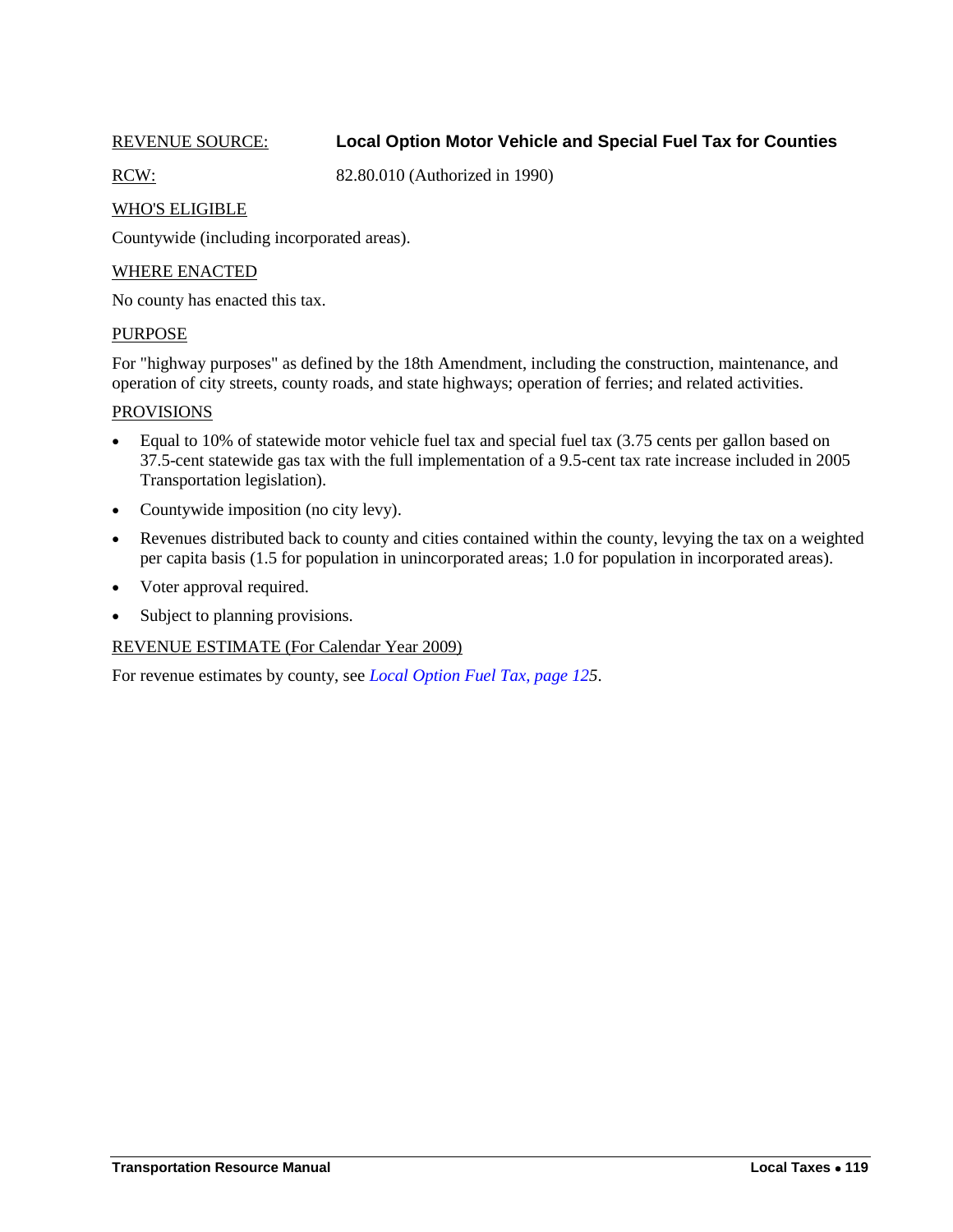REVENUE SOURCE: **Local Option Motor Vehicle and Special Fuel Tax for Counties**

RCW: 82.80.010 (Authorized in 1990)

WHO'S ELIGIBLE

Countywide (including incorporated areas).

WHERE ENACTED

No county has enacted this tax.

PURPOSE

For "highway purposes" as defined by the 18th Amendment, including the construction, maintenance, and operation of city streets, county roads, and state highways; operation of ferries; and related activities.

PROVISIONS

- Equal to 10% of statewide motor vehicle fuel tax and special fuel tax (3.75 cents per gallon based on 37.5-cent statewide gas tax with the full implementation of a 9.5-cent tax rate increase included in 2005 Transportation legislation).
- Countywide imposition (no city levy).
- Revenues distributed back to county and cities contained within the county, levying the tax on a weighted per capita basis (1.5 for population in unincorporated areas; 1.0 for population in incorporated areas).
- Voter approval required.
- Subject to planning provisions.

REVENUE ESTIMATE (For Calendar Year 2009)

For revenue estimates by county, see *Local Option Fuel Tax, page 125*.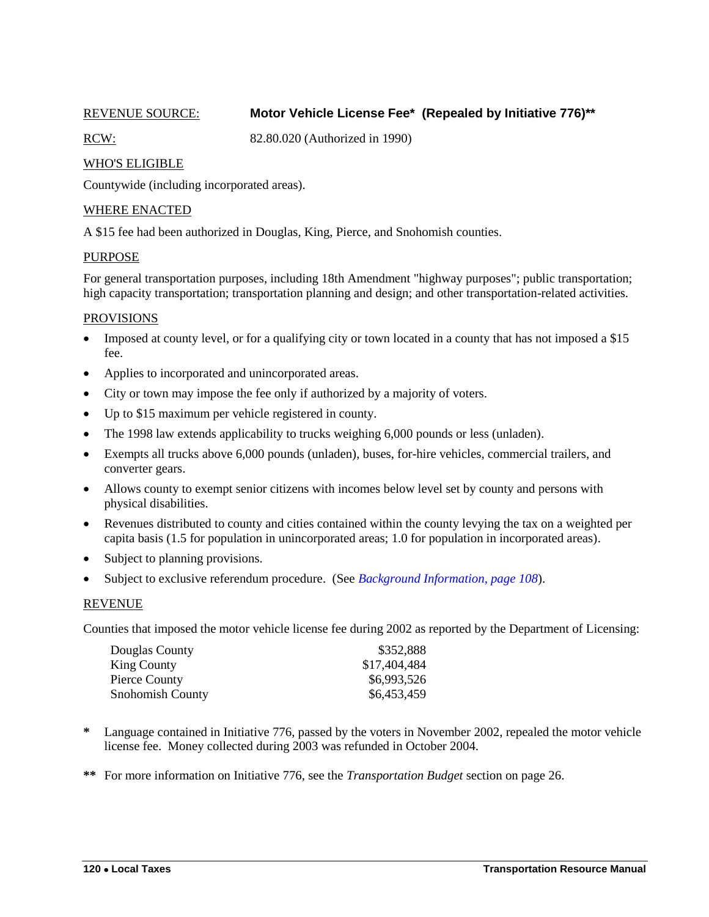REVENUE SOURCE: **Motor Vehicle License Fee* (Repealed by Initiative 776)****

RCW: 82.80.020 (Authorized in 1990)

WHO'S ELIGIBLE

Countywide (including incorporated areas).

WHERE ENACTED

A $15 fee had been authorized in Douglas, King, Pierce, and Snohomish counties.

PURPOSE

For general transportation purposes, including 18th Amendment "highway purposes"; public transportation; high capacity transportation; transportation planning and design; and other transportation-related activities.

PROVISIONS

- Imposed at county level, or for a qualifying city or town located in a county that has not imposed a $15 fee.
- Applies to incorporated and unincorporated areas.
- City or town may impose the fee only if authorized by a majority of voters.
- Up to $15 maximum per vehicle registered in county.
- The 1998 law extends applicability to trucks weighing 6,000 pounds or less (unladen).
- Exempts all trucks above 6,000 pounds (unladen), buses, for-hire vehicles, commercial trailers, and converter gears.
- Allows county to exempt senior citizens with incomes below level set by county and persons with physical disabilities.
- Revenues distributed to county and cities contained within the county levying the tax on a weighted per capita basis (1.5 for population in unincorporated areas; 1.0 for population in incorporated areas).
- Subject to planning provisions.
- Subject to exclusive referendum procedure. (See *Background Information, page 108*).

REVENUE

Counties that imposed the motor vehicle license fee during 2002 as reported by the Department of Licensing:

| County | Revenue |
|---|---|
| Douglas County | $352,888 |
| King County | $17,404,484 |
| Pierce County | $6,993,526 |
| Snohomish County | $6,453,459 |

**\*** Language contained in Initiative 776, passed by the voters in November 2002, repealed the motor vehicle license fee. Money collected during 2003 was refunded in October 2004.

**\*\*** For more information on Initiative 776, see the *Transportation Budget* section on page 26.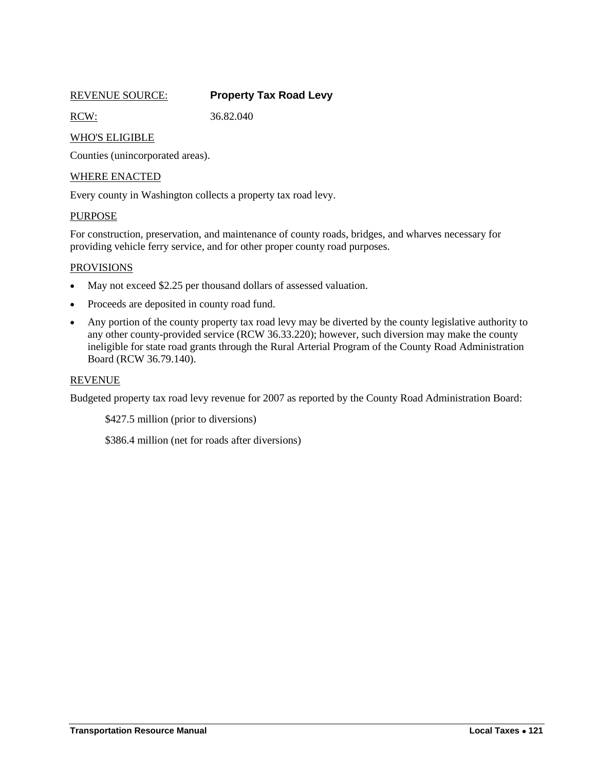REVENUE SOURCE: **Property Tax Road Levy**

RCW: 36.82.040

WHO'S ELIGIBLE

Counties (unincorporated areas).

WHERE ENACTED

Every county in Washington collects a property tax road levy.

PURPOSE

For construction, preservation, and maintenance of county roads, bridges, and wharves necessary for providing vehicle ferry service, and for other proper county road purposes.

PROVISIONS

- May not exceed $2.25 per thousand dollars of assessed valuation.
- Proceeds are deposited in county road fund.
- Any portion of the county property tax road levy may be diverted by the county legislative authority to any other county-provided service (RCW 36.33.220); however, such diversion may make the county ineligible for state road grants through the Rural Arterial Program of the County Road Administration Board (RCW 36.79.140).

REVENUE

Budgeted property tax road levy revenue for 2007 as reported by the County Road Administration Board:

$427.5 million (prior to diversions)

$386.4 million (net for roads after diversions)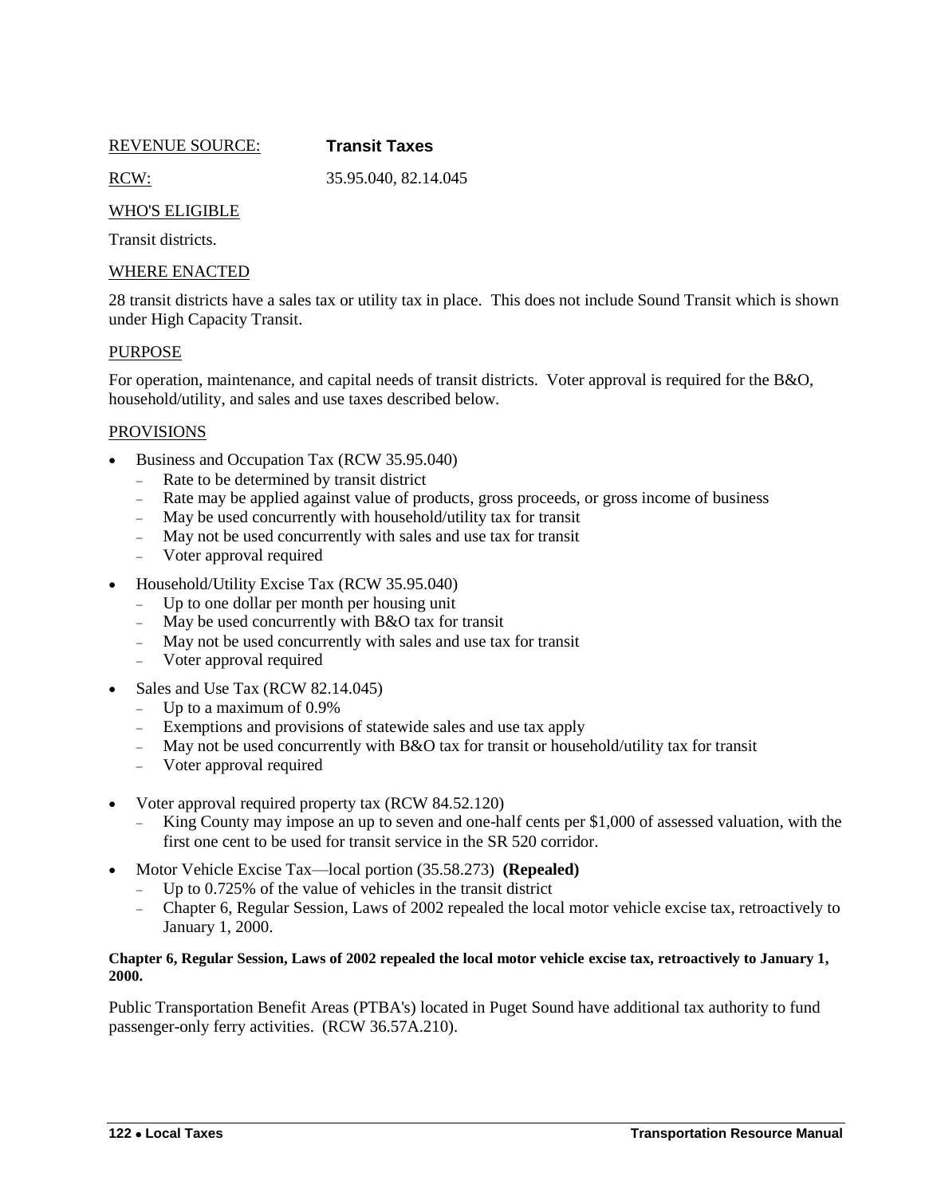REVENUE SOURCE: **Transit Taxes**

RCW: 35.95.040, 82.14.045

WHO'S ELIGIBLE

Transit districts.

WHERE ENACTED

28 transit districts have a sales tax or utility tax in place. This does not include Sound Transit which is shown under High Capacity Transit.

PURPOSE

For operation, maintenance, and capital needs of transit districts. Voter approval is required for the B&O, household/utility, and sales and use taxes described below.

PROVISIONS

- Business and Occupation Tax (RCW 35.95.040)
  - Rate to be determined by transit district
  - Rate may be applied against value of products, gross proceeds, or gross income of business
  - May be used concurrently with household/utility tax for transit
  - May not be used concurrently with sales and use tax for transit
  - Voter approval required
- Household/Utility Excise Tax (RCW 35.95.040)
  - Up to one dollar per month per housing unit
  - May be used concurrently with B&O tax for transit
  - May not be used concurrently with sales and use tax for transit
  - Voter approval required
- Sales and Use Tax (RCW 82.14.045)
  - Up to a maximum of 0.9%
  - Exemptions and provisions of statewide sales and use tax apply
  - May not be used concurrently with B&O tax for transit or household/utility tax for transit
  - Voter approval required
- Voter approval required property tax (RCW 84.52.120)
  - King County may impose an up to seven and one-half cents per $1,000 of assessed valuation, with the first one cent to be used for transit service in the SR 520 corridor.
- Motor Vehicle Excise Tax—local portion (35.58.273) **(Repealed)**
  - Up to 0.725% of the value of vehicles in the transit district
  - Chapter 6, Regular Session, Laws of 2002 repealed the local motor vehicle excise tax, retroactively to January 1, 2000.

**Chapter 6, Regular Session, Laws of 2002 repealed the local motor vehicle excise tax, retroactively to January 1, 2000.**

Public Transportation Benefit Areas (PTBA's) located in Puget Sound have additional tax authority to fund passenger-only ferry activities. (RCW 36.57A.210).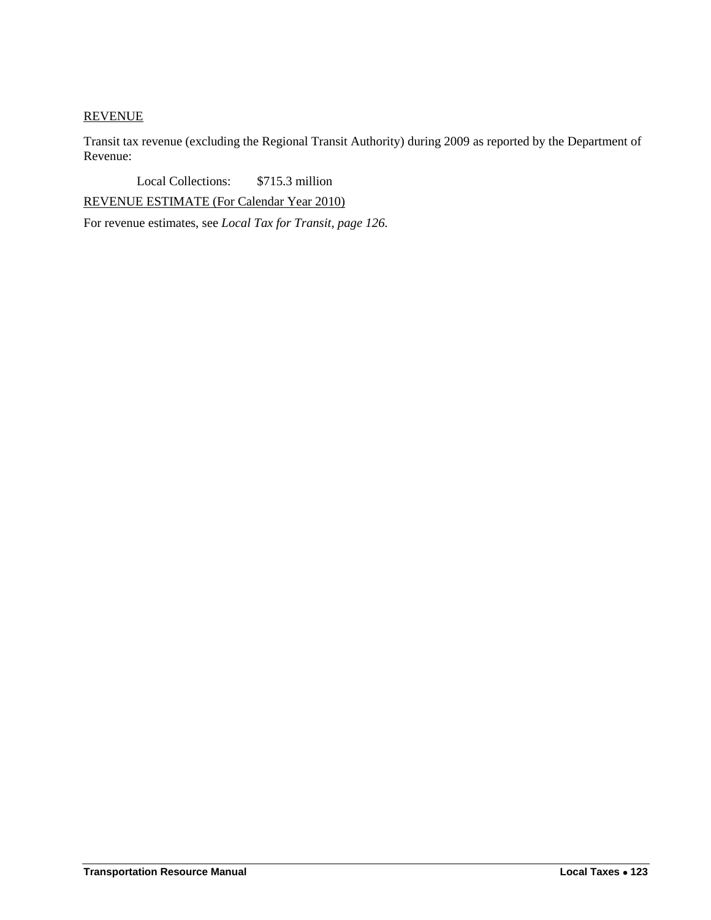<u>REVENUE</u>

Transit tax revenue (excluding the Regional Transit Authority) during 2009 as reported by the Department of Revenue:

Local Collections: $715.3 million

<u>REVENUE ESTIMATE (For Calendar Year 2010)</u>

For revenue estimates, see *Local Tax for Transit, page 126.*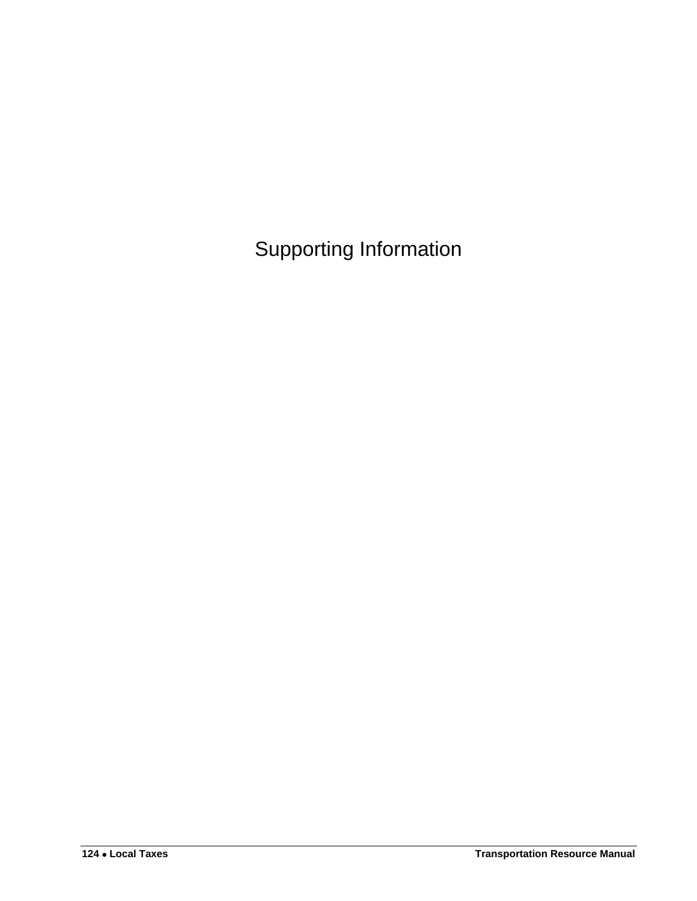# Supporting Information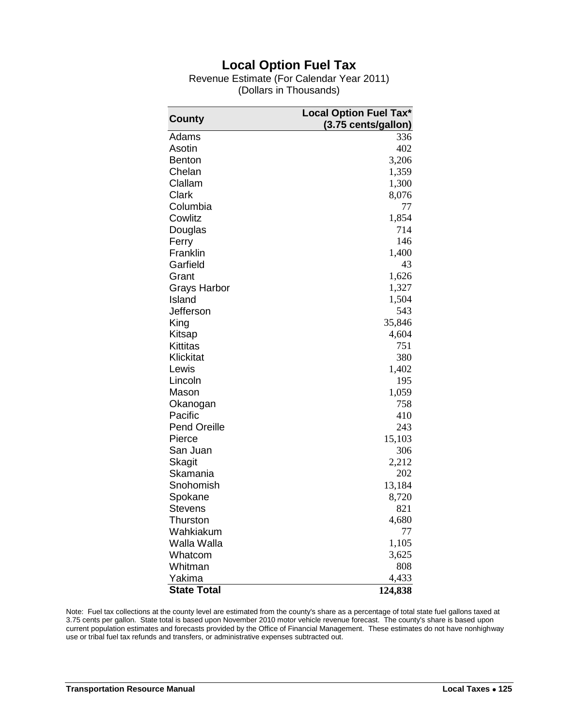# Local Option Fuel Tax

Revenue Estimate (For Calendar Year 2011)
(Dollars in Thousands)

| County | Local Option Fuel Tax* (3.75 cents/gallon) |
|---|---|
| Adams | 336 |
| Asotin | 402 |
| Benton | 3,206 |
| Chelan | 1,359 |
| Clallam | 1,300 |
| Clark | 8,076 |
| Columbia | 77 |
| Cowlitz | 1,854 |
| Douglas | 714 |
| Ferry | 146 |
| Franklin | 1,400 |
| Garfield | 43 |
| Grant | 1,626 |
| Grays Harbor | 1,327 |
| Island | 1,504 |
| Jefferson | 543 |
| King | 35,846 |
| Kitsap | 4,604 |
| Kittitas | 751 |
| Klickitat | 380 |
| Lewis | 1,402 |
| Lincoln | 195 |
| Mason | 1,059 |
| Okanogan | 758 |
| Pacific | 410 |
| Pend Oreille | 243 |
| Pierce | 15,103 |
| San Juan | 306 |
| Skagit | 2,212 |
| Skamania | 202 |
| Snohomish | 13,184 |
| Spokane | 8,720 |
| Stevens | 821 |
| Thurston | 4,680 |
| Wahkiakum | 77 |
| Walla Walla | 1,105 |
| Whatcom | 3,625 |
| Whitman | 808 |
| Yakima | 4,433 |
| **State Total** | **124,838** |

Note: Fuel tax collections at the county level are estimated from the county's share as a percentage of total state fuel gallons taxed at 3.75 cents per gallon. State total is based upon November 2010 motor vehicle revenue forecast. The county's share is based upon current population estimates and forecasts provided by the Office of Financial Management. These estimates do not have nonhighway use or tribal fuel tax refunds and transfers, or administrative expenses subtracted out.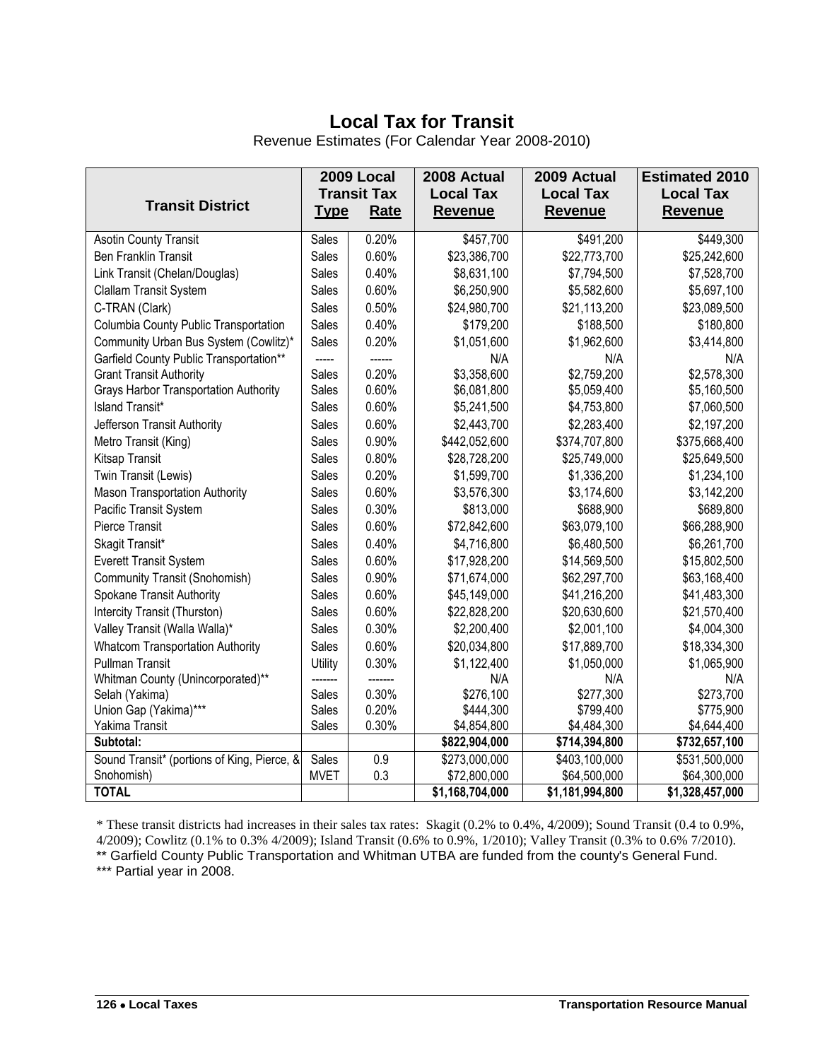# Local Tax for Transit

Revenue Estimates (For Calendar Year 2008-2010)

| Transit District | 2009 Local Transit Tax Type | 2009 Local Transit Tax Rate | 2008 Actual Local Tax Revenue | 2009 Actual Local Tax Revenue | Estimated 2010 Local Tax Revenue |
|---|---|---|---|---|---|
| Asotin County Transit | Sales | 0.20% | $457,700 | $491,200 | $449,300 |
| Ben Franklin Transit | Sales | 0.60% | $23,386,700 | $22,773,700 | $25,242,600 |
| Link Transit (Chelan/Douglas) | Sales | 0.40% | $8,631,100 | $7,794,500 | $7,528,700 |
| Clallam Transit System | Sales | 0.60% | $6,250,900 | $5,582,600 | $5,697,100 |
| C-TRAN (Clark) | Sales | 0.50% | $24,980,700 | $21,113,200 | $23,089,500 |
| Columbia County Public Transportation | Sales | 0.40% | $179,200 | $188,500 | $180,800 |
| Community Urban Bus System (Cowlitz)* | Sales | 0.20% | $1,051,600 | $1,962,600 | $3,414,800 |
| Garfield County Public Transportation** | ----- | ------ | N/A | N/A | N/A |
| Grant Transit Authority | Sales | 0.20% | $3,358,600 | $2,759,200 | $2,578,300 |
| Grays Harbor Transportation Authority | Sales | 0.60% | $6,081,800 | $5,059,400 | $5,160,500 |
| Island Transit* | Sales | 0.60% | $5,241,500 | $4,753,800 | $7,060,500 |
| Jefferson Transit Authority | Sales | 0.60% | $2,443,700 | $2,283,400 | $2,197,200 |
| Metro Transit (King) | Sales | 0.90% | $442,052,600 | $374,707,800 | $375,668,400 |
| Kitsap Transit | Sales | 0.80% | $28,728,200 | $25,749,000 | $25,649,500 |
| Twin Transit (Lewis) | Sales | 0.20% | $1,599,700 | $1,336,200 | $1,234,100 |
| Mason Transportation Authority | Sales | 0.60% | $3,576,300 | $3,174,600 | $3,142,200 |
| Pacific Transit System | Sales | 0.30% | $813,000 | $688,900 | $689,800 |
| Pierce Transit | Sales | 0.60% | $72,842,600 | $63,079,100 | $66,288,900 |
| Skagit Transit* | Sales | 0.40% | $4,716,800 | $6,480,500 | $6,261,700 |
| Everett Transit System | Sales | 0.60% | $17,928,200 | $14,569,500 | $15,802,500 |
| Community Transit (Snohomish) | Sales | 0.90% | $71,674,000 | $62,297,700 | $63,168,400 |
| Spokane Transit Authority | Sales | 0.60% | $45,149,000 | $41,216,200 | $41,483,300 |
| Intercity Transit (Thurston) | Sales | 0.60% | $22,828,200 | $20,630,600 | $21,570,400 |
| Valley Transit (Walla Walla)* | Sales | 0.30% | $2,200,400 | $2,001,100 | $4,004,300 |
| Whatcom Transportation Authority | Sales | 0.60% | $20,034,800 | $17,889,700 | $18,334,300 |
| Pullman Transit | Utility | 0.30% | $1,122,400 | $1,050,000 | $1,065,900 |
| Whitman County (Unincorporated)** | ------- | ------- | N/A | N/A | N/A |
| Selah (Yakima) | Sales | 0.30% | $276,100 | $277,300 | $273,700 |
| Union Gap (Yakima)*** | Sales | 0.20% | $444,300 | $799,400 | $775,900 |
| Yakima Transit | Sales | 0.30% | $4,854,800 | $4,484,300 | $4,644,400 |
| **Subtotal:** | | | **$822,904,000** | **$714,394,800** | **$732,657,100** |
| Sound Transit* (portions of King, Pierce, & | Sales | 0.9 | $273,000,000 | $403,100,000 | $531,500,000 |
| Snohomish) | MVET | 0.3 | $72,800,000 | $64,500,000 | $64,300,000 |
| **TOTAL** | | | **$1,168,704,000** | **$1,181,994,800** | **$1,328,457,000** |

* These transit districts had increases in their sales tax rates: Skagit (0.2% to 0.4%, 4/2009); Sound Transit (0.4 to 0.9%, 4/2009); Cowlitz (0.1% to 0.3% 4/2009); Island Transit (0.6% to 0.9%, 1/2010); Valley Transit (0.3% to 0.6% 7/2010).

** Garfield County Public Transportation and Whitman UTBA are funded from the county's General Fund.

*** Partial year in 2008.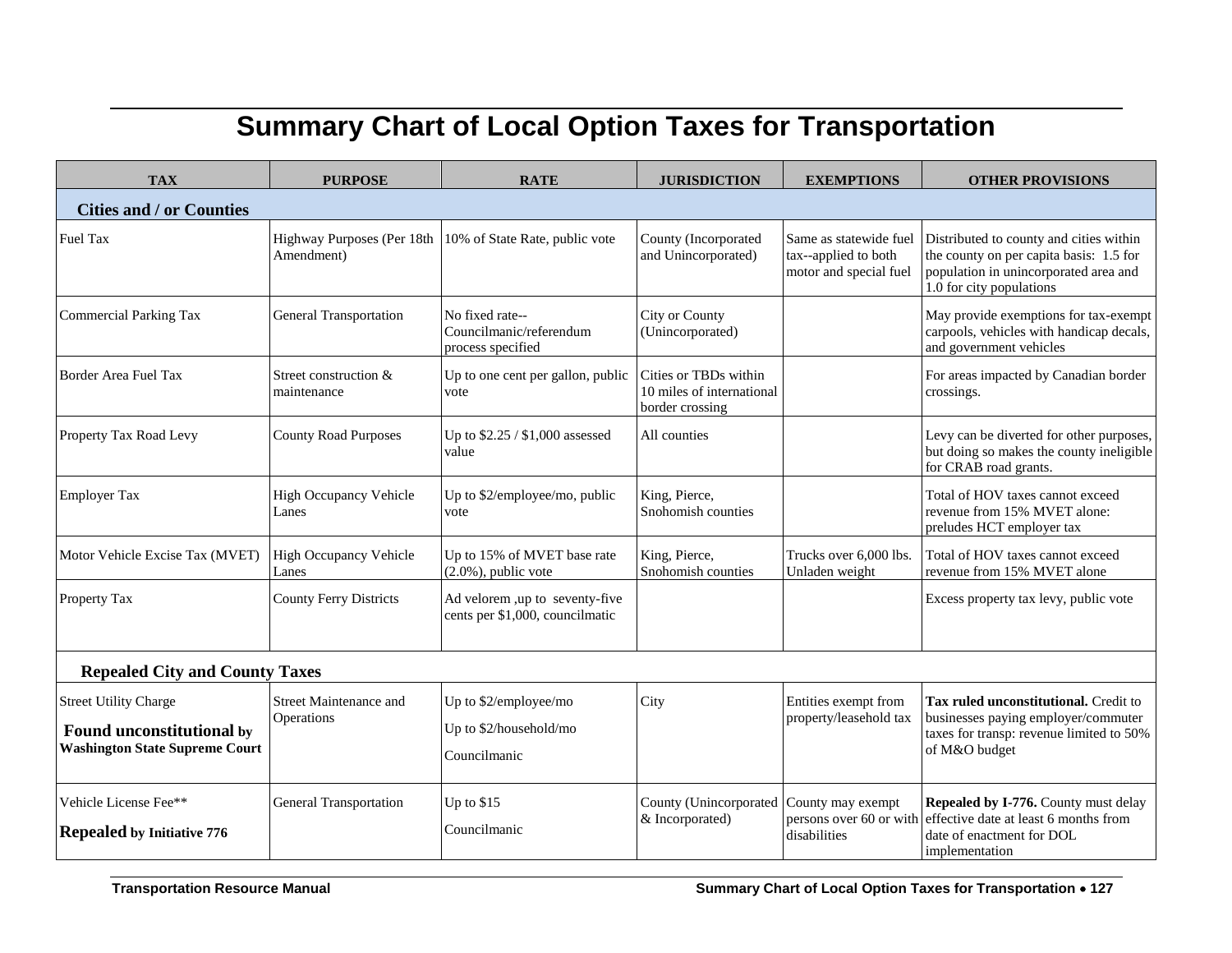# Summary Chart of Local Option Taxes for Transportation

| TAX | PURPOSE | RATE | JURISDICTION | EXEMPTIONS | OTHER PROVISIONS |
|---|---|---|---|---|---|
| **Cities and / or Counties** | | | | | |
| Fuel Tax | Highway Purposes (Per 18th Amendment) | 10% of State Rate, public vote | County (Incorporated and Unincorporated) | Same as statewide fuel tax--applied to both motor and special fuel | Distributed to county and cities within the county on per capita basis: 1.5 for population in unincorporated area and 1.0 for city populations |
| Commercial Parking Tax | General Transportation | No fixed rate--Councilmanic/referendum process specified | City or County (Unincorporated) | | May provide exemptions for tax-exempt carpools, vehicles with handicap decals, and government vehicles |
| Border Area Fuel Tax | Street construction & maintenance | Up to one cent per gallon, public vote | Cities or TBDs within 10 miles of international border crossing | | For areas impacted by Canadian border crossings. |
| Property Tax Road Levy | County Road Purposes | Up to $2.25 / $1,000 assessed value | All counties | | Levy can be diverted for other purposes, but doing so makes the county ineligible for CRAB road grants. |
| Employer Tax | High Occupancy Vehicle Lanes | Up to $2/employee/mo, public vote | King, Pierce, Snohomish counties | | Total of HOV taxes cannot exceed revenue from 15% MVET alone: preludes HCT employer tax |
| Motor Vehicle Excise Tax (MVET) | High Occupancy Vehicle Lanes | Up to 15% of MVET base rate (2.0%), public vote | King, Pierce, Snohomish counties | Trucks over 6,000 lbs. Unladen weight | Total of HOV taxes cannot exceed revenue from 15% MVET alone |
| Property Tax | County Ferry Districts | Ad velorem ,up to seventy-five cents per $1,000, councilmatic | | | Excess property tax levy, public vote |
| **Repealed City and County Taxes** | | | | | |
| Street Utility Charge **Found unconstitutional by Washington State Supreme Court** | Street Maintenance and Operations | Up to $2/employee/mo<br>Up to $2/household/mo<br>Councilmanic | City | Entities exempt from property/leasehold tax | **Tax ruled unconstitutional.** Credit to businesses paying employer/commuter taxes for transp: revenue limited to 50% of M&O budget |
| Vehicle License Fee** **Repealed by Initiative 776** | General Transportation | Up to $15<br>Councilmanic | County (Unincorporated & Incorporated) | County may exempt persons over 60 or with disabilities | **Repealed by I-776.** County must delay effective date at least 6 months from date of enactment for DOL implementation |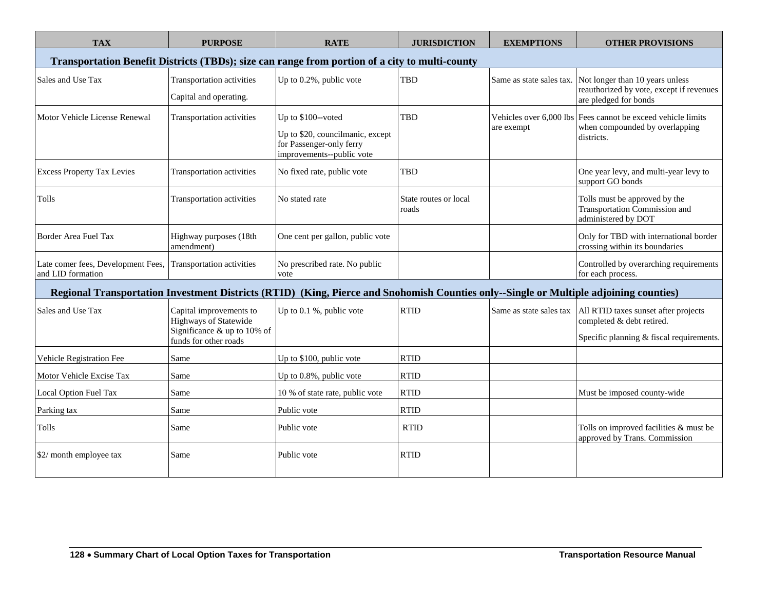| TAX | PURPOSE | RATE | JURISDICTION | EXEMPTIONS | OTHER PROVISIONS |
|---|---|---|---|---|---|
| **Transportation Benefit Districts (TBDs); size can range from portion of a city to multi-county** | | | | | |
| Sales and Use Tax | Transportation activities<br>Capital and operating. | Up to 0.2%, public vote | TBD | Same as state sales tax. | Not longer than 10 years unless reauthorized by vote, except if revenues are pledged for bonds |
| Motor Vehicle License Renewal | Transportation activities | Up to $100--voted<br>Up to $20, councilmanic, except for Passenger-only ferry improvements--public vote | TBD | Vehicles over 6,000 lbs are exempt | Fees cannot be exceed vehicle limits when compounded by overlapping districts. |
| Excess Property Tax Levies | Transportation activities | No fixed rate, public vote | TBD | | One year levy, and multi-year levy to support GO bonds |
| Tolls | Transportation activities | No stated rate | State routes or local roads | | Tolls must be approved by the Transportation Commission and administered by DOT |
| Border Area Fuel Tax | Highway purposes (18th amendment) | One cent per gallon, public vote | | | Only for TBD with international border crossing within its boundaries |
| Late comer fees, Development Fees, and LID formation | Transportation activities | No prescribed rate. No public vote | | | Controlled by overarching requirements for each process. |
| **Regional Transportation Investment Districts (RTID) (King, Pierce and Snohomish Counties only--Single or Multiple adjoining counties)** | | | | | |
| Sales and Use Tax | Capital improvements to Highways of Statewide Significance & up to 10% of funds for other roads | Up to 0.1 %, public vote | RTID | Same as state sales tax | All RTID taxes sunset after projects completed & debt retired.<br>Specific planning & fiscal requirements. |
| Vehicle Registration Fee | Same | Up to $100, public vote | RTID | | |
| Motor Vehicle Excise Tax | Same | Up to 0.8%, public vote | RTID | | |
| Local Option Fuel Tax | Same | 10 % of state rate, public vote | RTID | | Must be imposed county-wide |
| Parking tax | Same | Public vote | RTID | | |
| Tolls | Same | Public vote | RTID | | Tolls on improved facilities & must be approved by Trans. Commission |
| $2/ month employee tax | Same | Public vote | RTID | | |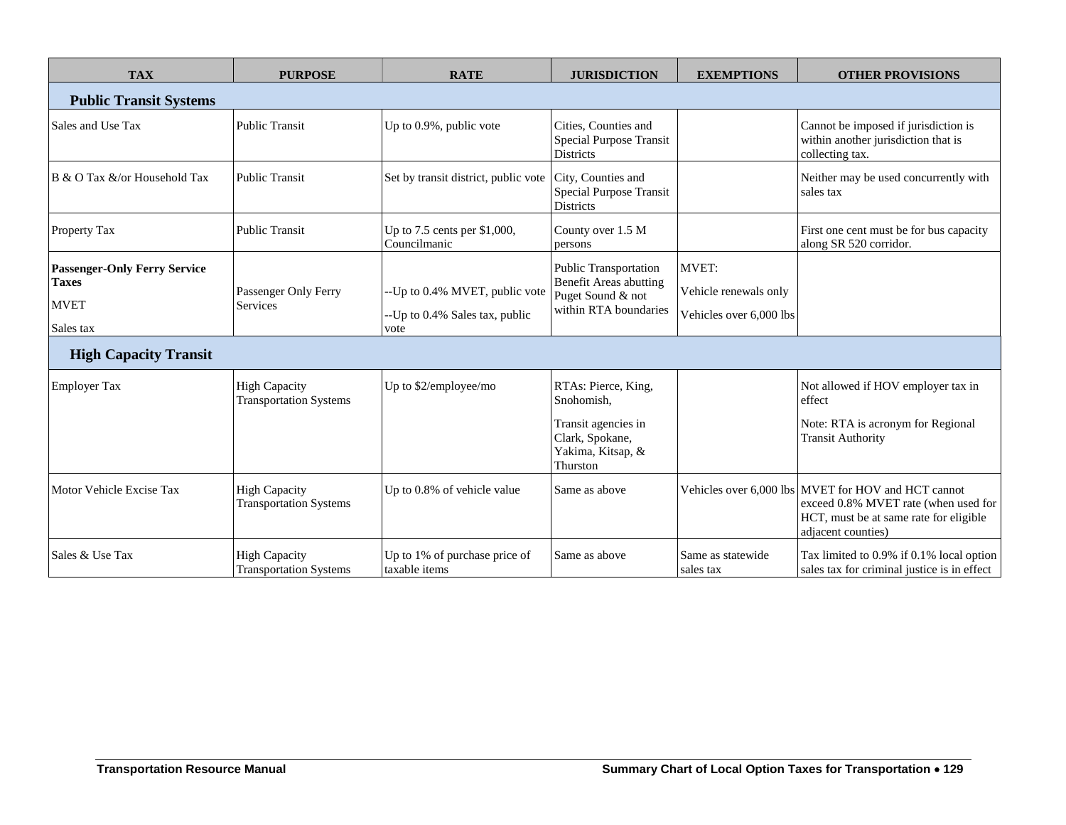| TAX | PURPOSE | RATE | JURISDICTION | EXEMPTIONS | OTHER PROVISIONS |
|---|---|---|---|---|---|
| **Public Transit Systems** | | | | | |
| Sales and Use Tax | Public Transit | Up to 0.9%, public vote | Cities, Counties and Special Purpose Transit Districts | | Cannot be imposed if jurisdiction is within another jurisdiction that is collecting tax. |
| B & O Tax &/or Household Tax | Public Transit | Set by transit district, public vote | City, Counties and Special Purpose Transit Districts | | Neither may be used concurrently with sales tax |
| Property Tax | Public Transit | Up to 7.5 cents per $1,000, Councilmanic | County over 1.5 M persons | | First one cent must be for bus capacity along SR 520 corridor. |
| **Passenger-Only Ferry Service Taxes**<br>MVET<br>Sales tax | Passenger Only Ferry Services | --Up to 0.4% MVET, public vote<br>--Up to 0.4% Sales tax, public vote | Public Transportation Benefit Areas abutting Puget Sound & not within RTA boundaries | MVET:<br>Vehicle renewals only<br>Vehicles over 6,000 lbs | |
| **High Capacity Transit** | | | | | |
| Employer Tax | High Capacity Transportation Systems | Up to $2/employee/mo | RTAs: Pierce, King, Snohomish,<br>Transit agencies in Clark, Spokane, Yakima, Kitsap, & Thurston | | Not allowed if HOV employer tax in effect<br>Note: RTA is acronym for Regional Transit Authority |
| Motor Vehicle Excise Tax | High Capacity Transportation Systems | Up to 0.8% of vehicle value | Same as above | Vehicles over 6,000 lbs | MVET for HOV and HCT cannot exceed 0.8% MVET rate (when used for HCT, must be at same rate for eligible adjacent counties) |
| Sales & Use Tax | High Capacity Transportation Systems | Up to 1% of purchase price of taxable items | Same as above | Same as statewide sales tax | Tax limited to 0.9% if 0.1% local option sales tax for criminal justice is in effect |